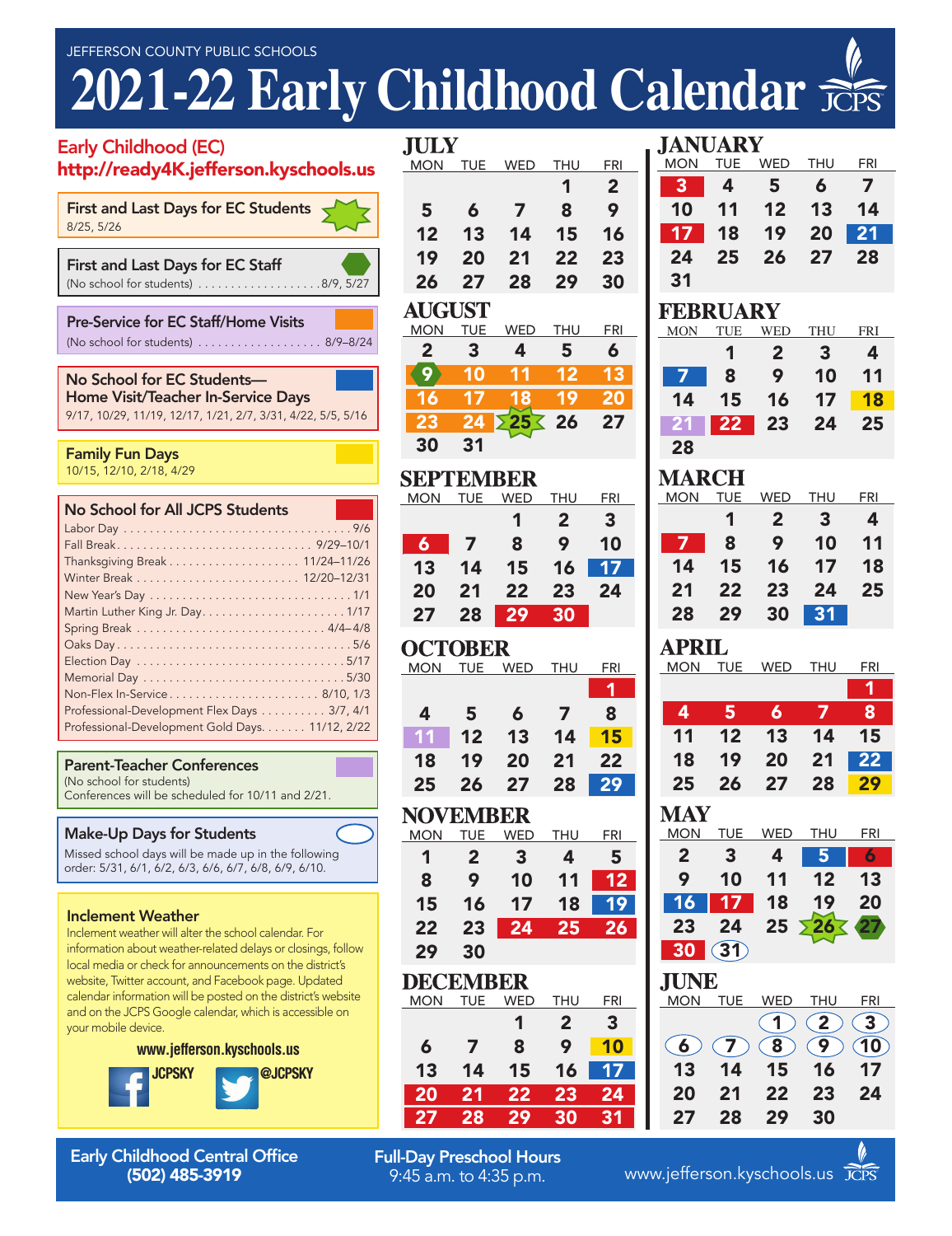JEFFERSON COUNTY PUBLIC SCHOOLS

# 2021-22 Early Childhood Calendar

## Early Childhood (EC)

http://ready4K.jefferson.kyschools.us

**First and Last Days for EC Students**
8/25, 5/26

**First and Last Days for EC Staff**
(No school for students) . . . . . . . . . . . . . . . . . . 8/9, 5/27

**Pre-Service for EC Staff/Home Visits**
(No school for students) . . . . . . . . . . . . . . . . . . 8/9–8/24

**No School for EC Students— Home Visit/Teacher In-Service Days**
9/17, 10/29, 11/19, 12/17, 1/21, 2/7, 3/31, 4/22, 5/5, 5/16

**Family Fun Days**
10/15, 12/10, 2/18, 4/29

**No School for All JCPS Students**

| | |
|---|---|
| Labor Day | 9/6 |
| Fall Break | 9/29–10/1 |
| Thanksgiving Break | 11/24–11/26 |
| Winter Break | 12/20–12/31 |
| New Year's Day | 1/1 |
| Martin Luther King Jr. Day | 1/17 |
| Spring Break | 4/4–4/8 |
| Oaks Day | 5/6 |
| Election Day | 5/17 |
| Memorial Day | 5/30 |
| Non-Flex In-Service | 8/10, 1/3 |
| Professional-Development Flex Days | 3/7, 4/1 |
| Professional-Development Gold Days | 11/12, 2/22 |

**Parent-Teacher Conferences**
(No school for students)
Conferences will be scheduled for 10/11 and 2/21.

**Make-Up Days for Students**
Missed school days will be made up in the following order: 5/31, 6/1, 6/2, 6/3, 6/6, 6/7, 6/8, 6/9, 6/10.

**Inclement Weather**
Inclement weather will alter the school calendar. For information about weather-related delays or closings, follow local media or check for announcements on the district's website, Twitter account, and Facebook page. Updated calendar information will be posted on the district's website and on the JCPS Google calendar, which is accessible on your mobile device.

**www.jefferson.kyschools.us**

JCPSKY @JCPSKY

### JULY

| MON | TUE | WED | THU | FRI |
|---|---|---|---|---|
| | | | 1 | 2 |
| 5 | 6 | 7 | 8 | 9 |
| 12 | 13 | 14 | 15 | 16 |
| 19 | 20 | 21 | 22 | 23 |
| 26 | 27 | 28 | 29 | 30 |

### AUGUST

| MON | TUE | WED | THU | FRI |
|---|---|---|---|---|
| 2 | 3 | 4 | 5 | 6 |
| 9 | 10 | 11 | 12 | 13 |
| 16 | 17 | 18 | 19 | 20 |
| 23 | 24 | 25 | 26 | 27 |
| 30 | 31 | | | |

### SEPTEMBER

| MON | TUE | WED | THU | FRI |
|---|---|---|---|---|
| | | 1 | 2 | 3 |
| 6 | 7 | 8 | 9 | 10 |
| 13 | 14 | 15 | 16 | 17 |
| 20 | 21 | 22 | 23 | 24 |
| 27 | 28 | 29 | 30 | |

### OCTOBER

| MON | TUE | WED | THU | FRI |
|---|---|---|---|---|
| | | | | 1 |
| 4 | 5 | 6 | 7 | 8 |
| 11 | 12 | 13 | 14 | 15 |
| 18 | 19 | 20 | 21 | 22 |
| 25 | 26 | 27 | 28 | 29 |

### NOVEMBER

| MON | TUE | WED | THU | FRI |
|---|---|---|---|---|
| 1 | 2 | 3 | 4 | 5 |
| 8 | 9 | 10 | 11 | 12 |
| 15 | 16 | 17 | 18 | 19 |
| 22 | 23 | 24 | 25 | 26 |
| 29 | 30 | | | |

### DECEMBER

| MON | TUE | WED | THU | FRI |
|---|---|---|---|---|
| | | 1 | 2 | 3 |
| 6 | 7 | 8 | 9 | 10 |
| 13 | 14 | 15 | 16 | 17 |
| 20 | 21 | 22 | 23 | 24 |
| 27 | 28 | 29 | 30 | 31 |

### JANUARY

| MON | TUE | WED | THU | FRI |
|---|---|---|---|---|
| 3 | 4 | 5 | 6 | 7 |
| 10 | 11 | 12 | 13 | 14 |
| 17 | 18 | 19 | 20 | 21 |
| 24 | 25 | 26 | 27 | 28 |
| 31 | | | | |

### FEBRUARY

| MON | TUE | WED | THU | FRI |
|---|---|---|---|---|
| | 1 | 2 | 3 | 4 |
| 7 | 8 | 9 | 10 | 11 |
| 14 | 15 | 16 | 17 | 18 |
| 21 | 22 | 23 | 24 | 25 |
| 28 | | | | |

### MARCH

| MON | TUE | WED | THU | FRI |
|---|---|---|---|---|
| | 1 | 2 | 3 | 4 |
| 7 | 8 | 9 | 10 | 11 |
| 14 | 15 | 16 | 17 | 18 |
| 21 | 22 | 23 | 24 | 25 |
| 28 | 29 | 30 | 31 | |

### APRIL

| MON | TUE | WED | THU | FRI |
|---|---|---|---|---|
| | | | | 1 |
| 4 | 5 | 6 | 7 | 8 |
| 11 | 12 | 13 | 14 | 15 |
| 18 | 19 | 20 | 21 | 22 |
| 25 | 26 | 27 | 28 | 29 |

### MAY

| MON | TUE | WED | THU | FRI |
|---|---|---|---|---|
| 2 | 3 | 4 | 5 | 6 |
| 9 | 10 | 11 | 12 | 13 |
| 16 | 17 | 18 | 19 | 20 |
| 23 | 24 | 25 | 26 | 27 |
| 30 | 31 | | | |

### JUNE

| MON | TUE | WED | THU | FRI |
|---|---|---|---|---|
| | | 1 | 2 | 3 |
| 6 | 7 | 8 | 9 | 10 |
| 13 | 14 | 15 | 16 | 17 |
| 20 | 21 | 22 | 23 | 24 |
| 27 | 28 | 29 | 30 | |

**Early Childhood Central Office**
**(502) 485-3919**

**Full-Day Preschool Hours**
9:45 a.m. to 4:35 p.m.

www.jefferson.kyschools.us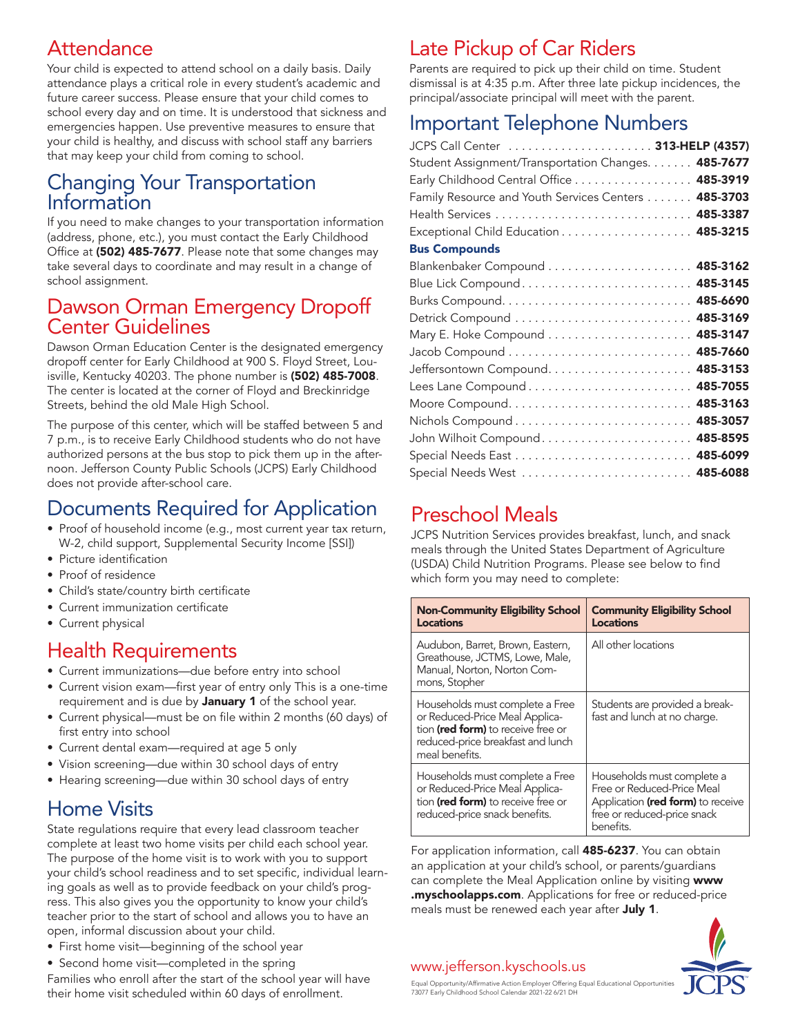## Attendance

Your child is expected to attend school on a daily basis. Daily attendance plays a critical role in every student's academic and future career success. Please ensure that your child comes to school every day and on time. It is understood that sickness and emergencies happen. Use preventive measures to ensure that your child is healthy, and discuss with school staff any barriers that may keep your child from coming to school.

## Changing Your Transportation Information

If you need to make changes to your transportation information (address, phone, etc.), you must contact the Early Childhood Office at **(502) 485-7677**. Please note that some changes may take several days to coordinate and may result in a change of school assignment.

## Dawson Orman Emergency Dropoff Center Guidelines

Dawson Orman Education Center is the designated emergency dropoff center for Early Childhood at 900 S. Floyd Street, Louisville, Kentucky 40203. The phone number is **(502) 485-7008**. The center is located at the corner of Floyd and Breckinridge Streets, behind the old Male High School.

The purpose of this center, which will be staffed between 5 and 7 p.m., is to receive Early Childhood students who do not have authorized persons at the bus stop to pick them up in the afternoon. Jefferson County Public Schools (JCPS) Early Childhood does not provide after-school care.

## Documents Required for Application

- Proof of household income (e.g., most current year tax return, W-2, child support, Supplemental Security Income [SSI])
- Picture identification
- Proof of residence
- Child's state/country birth certificate
- Current immunization certificate
- Current physical

## Health Requirements

- Current immunizations—due before entry into school
- Current vision exam—first year of entry only This is a one-time requirement and is due by **January 1** of the school year.
- Current physical—must be on file within 2 months (60 days) of first entry into school
- Current dental exam—required at age 5 only
- Vision screening—due within 30 school days of entry
- Hearing screening—due within 30 school days of entry

## Home Visits

State regulations require that every lead classroom teacher complete at least two home visits per child each school year. The purpose of the home visit is to work with you to support your child's school readiness and to set specific, individual learning goals as well as to provide feedback on your child's progress. This also gives you the opportunity to know your child's teacher prior to the start of school and allows you to have an open, informal discussion about your child.

- First home visit—beginning of the school year
- Second home visit—completed in the spring

Families who enroll after the start of the school year will have their home visit scheduled within 60 days of enrollment.

## Late Pickup of Car Riders

Parents are required to pick up their child on time. Student dismissal is at 4:35 p.m. After three late pickup incidences, the principal/associate principal will meet with the parent.

## Important Telephone Numbers

| | |
|---|---|
| JCPS Call Center | **313-HELP (4357)** |
| Student Assignment/Transportation Changes | **485-7677** |
| Early Childhood Central Office | **485-3919** |
| Family Resource and Youth Services Centers | **485-3703** |
| Health Services | **485-3387** |
| Exceptional Child Education | **485-3215** |
| **Bus Compounds** | |
| Blankenbaker Compound | **485-3162** |
| Blue Lick Compound | **485-3145** |
| Burks Compound | **485-6690** |
| Detrick Compound | **485-3169** |
| Mary E. Hoke Compound | **485-3147** |
| Jacob Compound | **485-7660** |
| Jeffersontown Compound | **485-3153** |
| Lees Lane Compound | **485-7055** |
| Moore Compound | **485-3163** |
| Nichols Compound | **485-3057** |
| John Wilhoit Compound | **485-8595** |
| Special Needs East | **485-6099** |
| Special Needs West | **485-6088** |

## Preschool Meals

JCPS Nutrition Services provides breakfast, lunch, and snack meals through the United States Department of Agriculture (USDA) Child Nutrition Programs. Please see below to find which form you may need to complete:

| **Non-Community Eligibility School Locations** | **Community Eligibility School Locations** |
|---|---|
| Audubon, Barret, Brown, Eastern, Greathouse, JCTMS, Lowe, Male, Manual, Norton, Norton Commons, Stopher | All other locations |
| Households must complete a Free or Reduced-Price Meal Application **(red form)** to receive free or reduced-price breakfast and lunch meal benefits. | Students are provided a breakfast and lunch at no charge. |
| Households must complete a Free or Reduced-Price Meal Application **(red form)** to receive free or reduced-price snack benefits. | Households must complete a Free or Reduced-Price Meal Application **(red form)** to receive free or reduced-price snack benefits. |

For application information, call **485-6237**. You can obtain an application at your child's school, or parents/guardians can complete the Meal Application online by visiting **www.myschoolapps.com**. Applications for free or reduced-price meals must be renewed each year after **July 1**.

www.jefferson.kyschools.us

Equal Opportunity/Affirmative Action Employer Offering Equal Educational Opportunities
73077 Early Childhood School Calendar 2021-22 6/21 DH